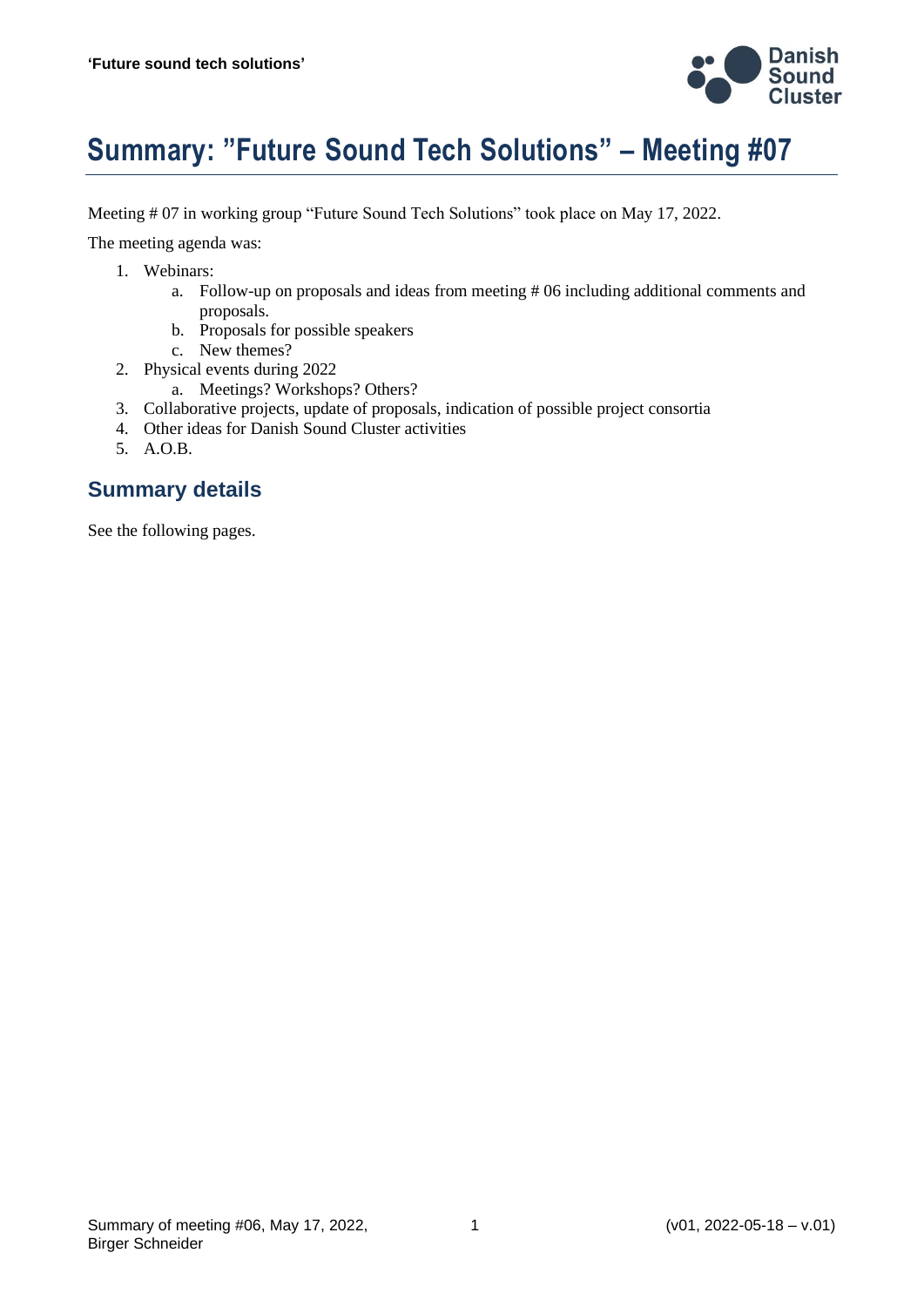# Summary: "Future Sound Tech Solutions" – Meeting #07

Meeting # 07 in working group "Future Sound Tech Solutions" took place on May 17, 2022.

The meeting agenda was:

1. Webinars:
   a. Follow-up on proposals and ideas from meeting # 06 including additional comments and proposals.
   b. Proposals for possible speakers
   c. New themes?
2. Physical events during 2022
   a. Meetings? Workshops? Others?
3. Collaborative projects, update of proposals, indication of possible project consortia
4. Other ideas for Danish Sound Cluster activities
5. A.O.B.

## Summary details

See the following pages.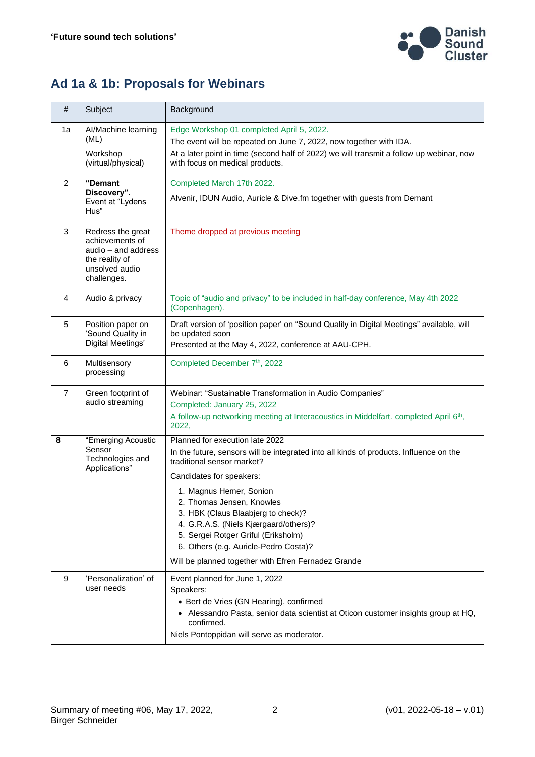## Ad 1a & 1b: Proposals for Webinars

| # | Subject | Background |
|---|---|---|
| 1a | AI/Machine learning (ML)<br>Workshop (virtual/physical) | Edge Workshop 01 completed April 5, 2022.<br>The event will be repeated on June 7, 2022, now together with IDA.<br>At a later point in time (second half of 2022) we will transmit a follow up webinar, now with focus on medical products. |
| 2 | **"Demant Discovery".** Event at "Lydens Hus" | Completed March 17th 2022.<br>Alvenir, IDUN Audio, Auricle & Dive.fm together with guests from Demant |
| 3 | Redress the great achievements of audio – and address the reality of unsolved audio challenges. | Theme dropped at previous meeting |
| 4 | Audio & privacy | Topic of "audio and privacy" to be included in half-day conference, May 4th 2022 (Copenhagen). |
| 5 | Position paper on 'Sound Quality in Digital Meetings' | Draft version of 'position paper' on "Sound Quality in Digital Meetings" available, will be updated soon<br>Presented at the May 4, 2022, conference at AAU-CPH. |
| 6 | Multisensory processing | Completed December 7th, 2022 |
| 7 | Green footprint of audio streaming | Webinar: "Sustainable Transformation in Audio Companies"<br>Completed: January 25, 2022<br>A follow-up networking meeting at Interacoustics in Middelfart. completed April 6th, 2022, |
| **8** | "Emerging Acoustic Sensor Technologies and Applications" | Planned for execution late 2022<br>In the future, sensors will be integrated into all kinds of products. Influence on the traditional sensor market?<br>Candidates for speakers:<br>1. Magnus Hemer, Sonion<br>2. Thomas Jensen, Knowles<br>3. HBK (Claus Blaabjerg to check)?<br>4. G.R.A.S. (Niels Kjærgaard/others)?<br>5. Sergei Rotger Griful (Eriksholm)<br>6. Others (e.g. Auricle-Pedro Costa)?<br>Will be planned together with Efren Fernadez Grande |
| 9 | 'Personalization' of user needs | Event planned for June 1, 2022<br>Speakers:<br>• Bert de Vries (GN Hearing), confirmed<br>• Alessandro Pasta, senior data scientist at Oticon customer insights group at HQ, confirmed.<br>Niels Pontoppidan will serve as moderator. |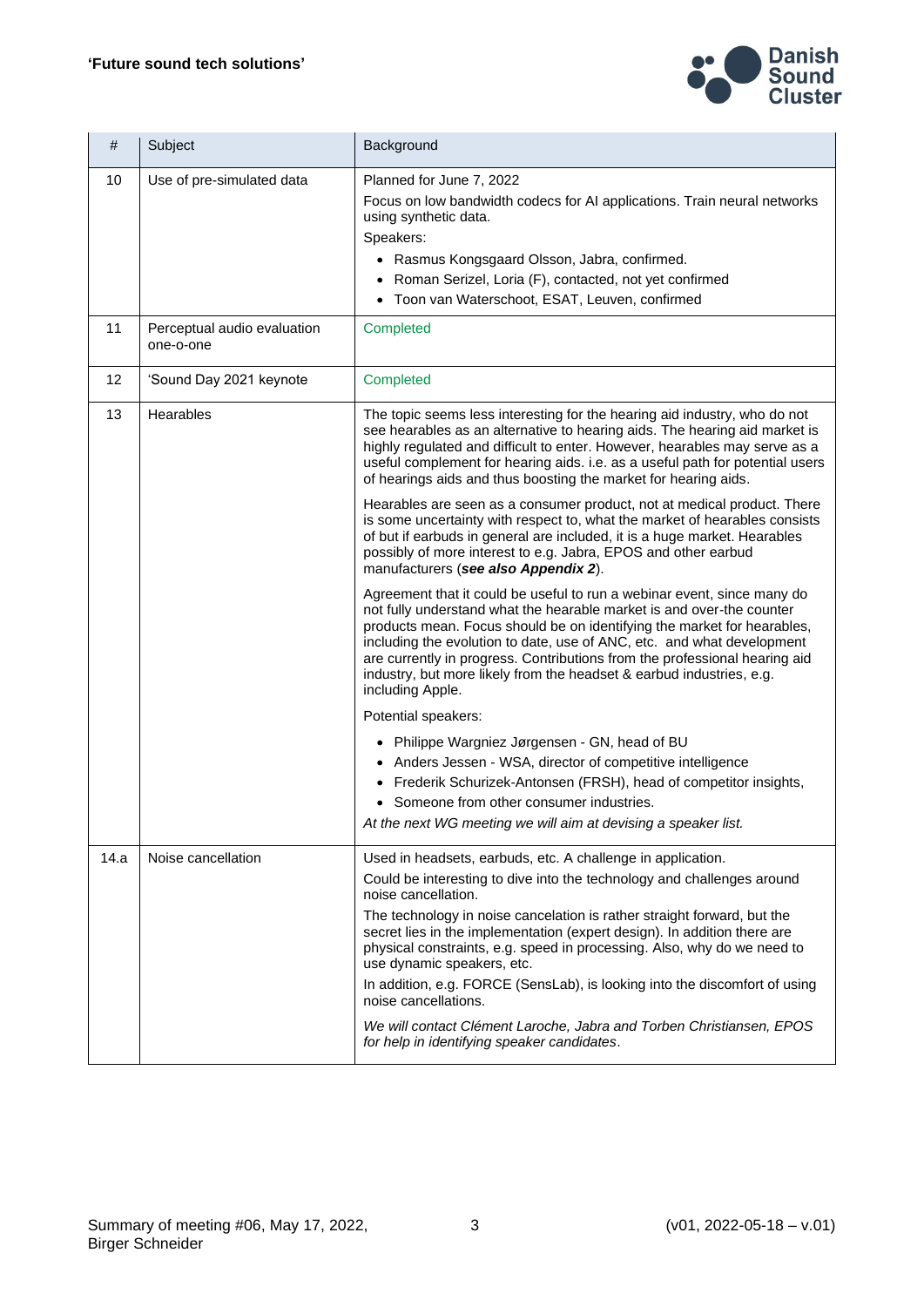| # | Subject | Background |
|---|---|---|
| 10 | Use of pre-simulated data | Planned for June 7, 2022<br>Focus on low bandwidth codecs for AI applications. Train neural networks using synthetic data.<br>Speakers:<br>• Rasmus Kongsgaard Olsson, Jabra, confirmed.<br>• Roman Serizel, Loria (F), contacted, not yet confirmed<br>• Toon van Waterschoot, ESAT, Leuven, confirmed |
| 11 | Perceptual audio evaluation one-o-one | Completed |
| 12 | 'Sound Day 2021 keynote | Completed |
| 13 | Hearables | The topic seems less interesting for the hearing aid industry, who do not see hearables as an alternative to hearing aids. The hearing aid market is highly regulated and difficult to enter. However, hearables may serve as a useful complement for hearing aids. i.e. as a useful path for potential users of hearings aids and thus boosting the market for hearing aids.<br>Hearables are seen as a consumer product, not at medical product. There is some uncertainty with respect to, what the market of hearables consists of but if earbuds in general are included, it is a huge market. Hearables possibly of more interest to e.g. Jabra, EPOS and other earbud manufacturers (***see also Appendix 2***).<br>Agreement that it could be useful to run a webinar event, since many do not fully understand what the hearable market is and over-the counter products mean. Focus should be on identifying the market for hearables, including the evolution to date, use of ANC, etc. and what development are currently in progress. Contributions from the professional hearing aid industry, but more likely from the headset & earbud industries, e.g. including Apple.<br>Potential speakers:<br>• Philippe Wargniez Jørgensen - GN, head of BU<br>• Anders Jessen - WSA, director of competitive intelligence<br>• Frederik Schurizek-Antonsen (FRSH), head of competitor insights,<br>• Someone from other consumer industries.<br>*At the next WG meeting we will aim at devising a speaker list.* |
| 14.a | Noise cancellation | Used in headsets, earbuds, etc. A challenge in application.<br>Could be interesting to dive into the technology and challenges around noise cancellation.<br>The technology in noise cancelation is rather straight forward, but the secret lies in the implementation (expert design). In addition there are physical constraints, e.g. speed in processing. Also, why do we need to use dynamic speakers, etc.<br>In addition, e.g. FORCE (SensLab), is looking into the discomfort of using noise cancellations.<br>*We will contact Clément Laroche, Jabra and Torben Christiansen, EPOS for help in identifying speaker candidates.* |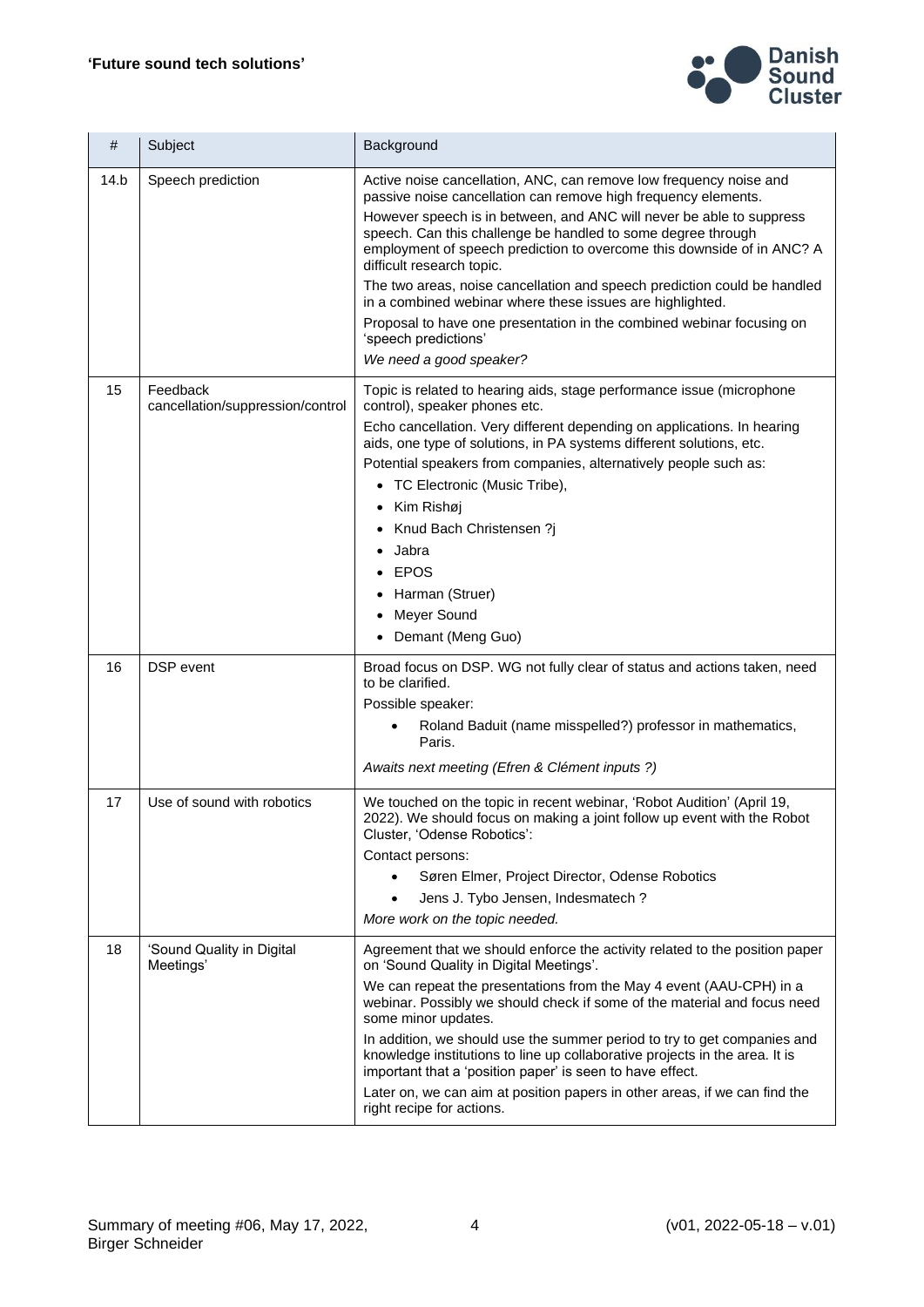| # | Subject | Background |
|---|---|---|
| 14.b | Speech prediction | Active noise cancellation, ANC, can remove low frequency noise and passive noise cancellation can remove high frequency elements.<br>However speech is in between, and ANC will never be able to suppress speech. Can this challenge be handled to some degree through employment of speech prediction to overcome this downside of in ANC? A difficult research topic.<br>The two areas, noise cancellation and speech prediction could be handled in a combined webinar where these issues are highlighted.<br>Proposal to have one presentation in the combined webinar focusing on 'speech predictions'<br>*We need a good speaker?* |
| 15 | Feedback cancellation/suppression/control | Topic is related to hearing aids, stage performance issue (microphone control), speaker phones etc.<br>Echo cancellation. Very different depending on applications. In hearing aids, one type of solutions, in PA systems different solutions, etc.<br>Potential speakers from companies, alternatively people such as:<br>• TC Electronic (Music Tribe),<br>• Kim Rishøj<br>• Knud Bach Christensen ?j<br>• Jabra<br>• EPOS<br>• Harman (Struer)<br>• Meyer Sound<br>• Demant (Meng Guo) |
| 16 | DSP event | Broad focus on DSP. WG not fully clear of status and actions taken, need to be clarified.<br>Possible speaker:<br>• Roland Baduit (name misspelled?) professor in mathematics, Paris.<br>*Awaits next meeting (Efren & Clément inputs ?)* |
| 17 | Use of sound with robotics | We touched on the topic in recent webinar, 'Robot Audition' (April 19, 2022). We should focus on making a joint follow up event with the Robot Cluster, 'Odense Robotics':<br>Contact persons:<br>• Søren Elmer, Project Director, Odense Robotics<br>• Jens J. Tybo Jensen, Indesmatech ?<br>*More work on the topic needed.* |
| 18 | 'Sound Quality in Digital Meetings' | Agreement that we should enforce the activity related to the position paper on 'Sound Quality in Digital Meetings'.<br>We can repeat the presentations from the May 4 event (AAU-CPH) in a webinar. Possibly we should check if some of the material and focus need some minor updates.<br>In addition, we should use the summer period to try to get companies and knowledge institutions to line up collaborative projects in the area. It is important that a 'position paper' is seen to have effect.<br>Later on, we can aim at position papers in other areas, if we can find the right recipe for actions. |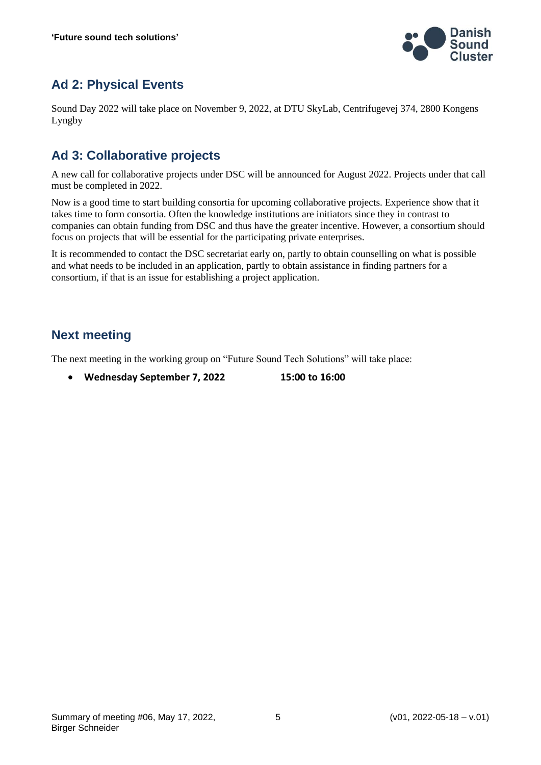## Ad 2: Physical Events

Sound Day 2022 will take place on November 9, 2022, at DTU SkyLab, Centrifugevej 374, 2800 Kongens Lyngby

## Ad 3: Collaborative projects

A new call for collaborative projects under DSC will be announced for August 2022. Projects under that call must be completed in 2022.

Now is a good time to start building consortia for upcoming collaborative projects. Experience show that it takes time to form consortia. Often the knowledge institutions are initiators since they in contrast to companies can obtain funding from DSC and thus have the greater incentive. However, a consortium should focus on projects that will be essential for the participating private enterprises.

It is recommended to contact the DSC secretariat early on, partly to obtain counselling on what is possible and what needs to be included in an application, partly to obtain assistance in finding partners for a consortium, if that is an issue for establishing a project application.

## Next meeting

The next meeting in the working group on "Future Sound Tech Solutions" will take place:

- **Wednesday September 7, 2022 15:00 to 16:00**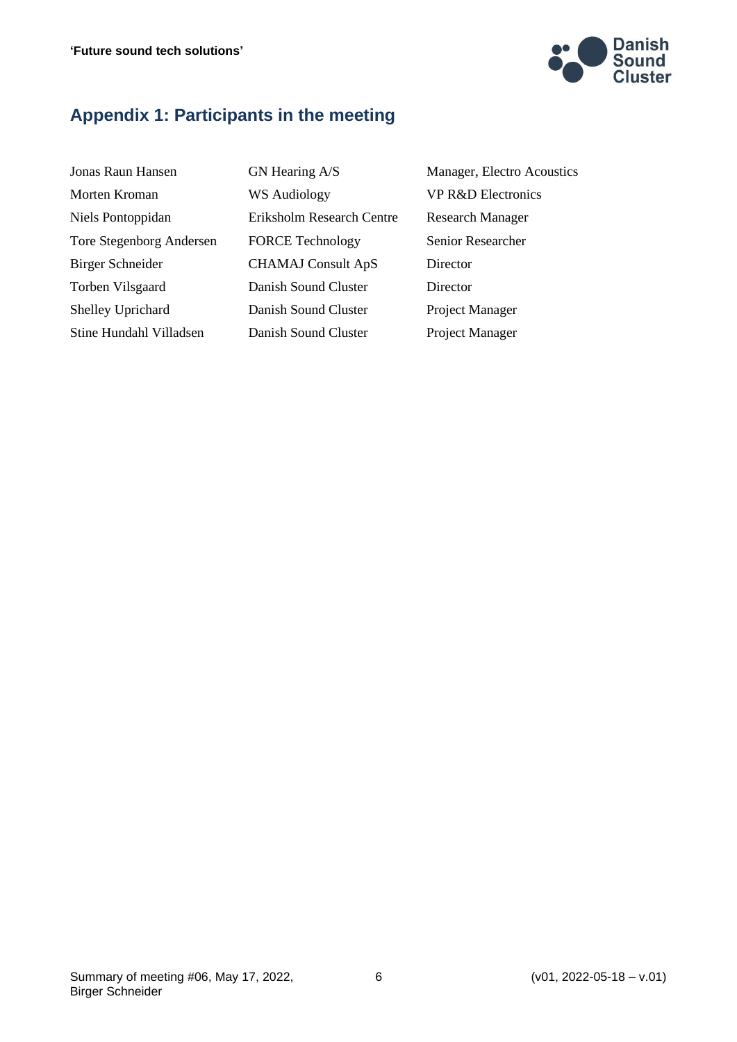## Appendix 1: Participants in the meeting

| | | |
|---|---|---|
| Jonas Raun Hansen | GN Hearing A/S | Manager, Electro Acoustics |
| Morten Kroman | WS Audiology | VP R&D Electronics |
| Niels Pontoppidan | Eriksholm Research Centre | Research Manager |
| Tore Stegenborg Andersen | FORCE Technology | Senior Researcher |
| Birger Schneider | CHAMAJ Consult ApS | Director |
| Torben Vilsgaard | Danish Sound Cluster | Director |
| Shelley Uprichard | Danish Sound Cluster | Project Manager |
| Stine Hundahl Villadsen | Danish Sound Cluster | Project Manager |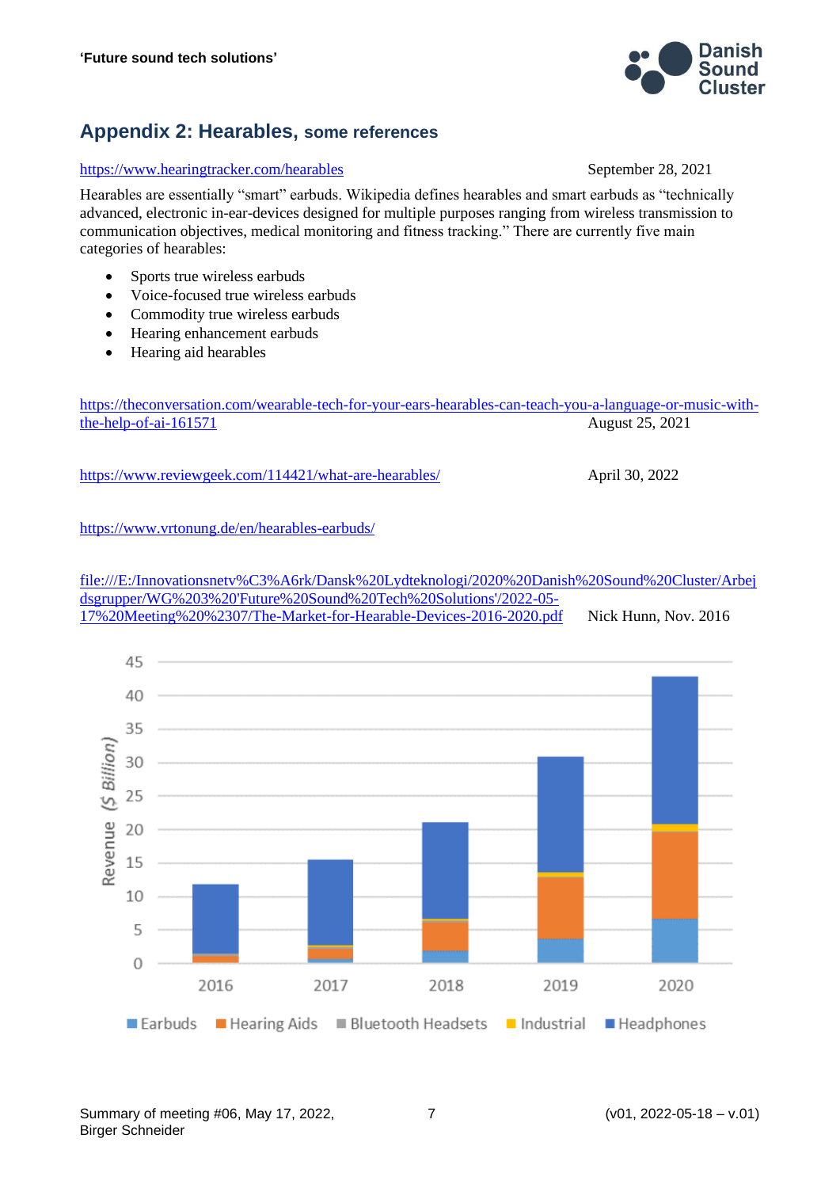## Appendix 2: Hearables, some references

https://www.hearingtracker.com/hearables September 28, 2021

Hearables are essentially "smart" earbuds. Wikipedia defines hearables and smart earbuds as "technically advanced, electronic in-ear-devices designed for multiple purposes ranging from wireless transmission to communication objectives, medical monitoring and fitness tracking." There are currently five main categories of hearables:

- Sports true wireless earbuds
- Voice-focused true wireless earbuds
- Commodity true wireless earbuds
- Hearing enhancement earbuds
- Hearing aid hearables

https://theconversation.com/wearable-tech-for-your-ears-hearables-can-teach-you-a-language-or-music-with-the-help-of-ai-161571 August 25, 2021

https://www.reviewgeek.com/114421/what-are-hearables/ April 30, 2022

https://www.vrtonung.de/en/hearables-earbuds/

file:///E:/Innovationsnetv%C3%A6rk/Dansk%20Lydteknologi/2020%20Danish%20Sound%20Cluster/Arbejdsgrupper/WG%203%20'Future%20Sound%20Tech%20Solutions'/2022-05-17%20Meeting%20%2307/The-Market-for-Hearable-Devices-2016-2020.pdf Nick Hunn, Nov. 2016

Revenue ($ Billion)

Legend: Earbuds, Hearing Aids, Bluetooth Headsets, Industrial, Headphones

| Year | Approx. total revenue ($ Billion) |
|---|---|
| 2016 | ~12 |
| 2017 | ~15.5 |
| 2018 | ~21 |
| 2019 | ~31 |
| 2020 | ~43 |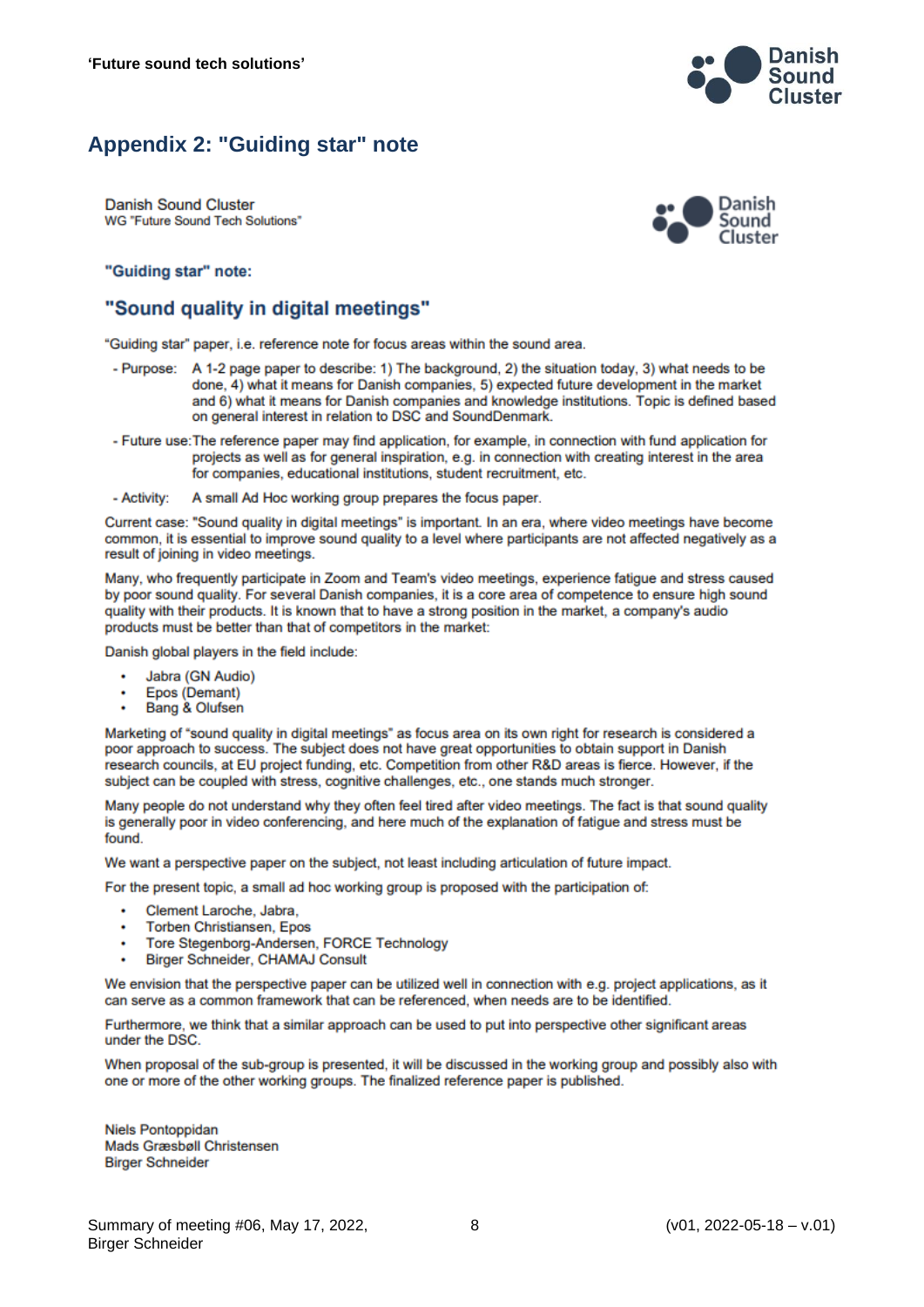## Appendix 2: "Guiding star" note

Danish Sound Cluster
WG "Future Sound Tech Solutions"

**"Guiding star" note:**

### "Sound quality in digital meetings"

"Guiding star" paper, i.e. reference note for focus areas within the sound area.

- Purpose: A 1-2 page paper to describe: 1) The background, 2) the situation today, 3) what needs to be done, 4) what it means for Danish companies, 5) expected future development in the market and 6) what it means for Danish companies and knowledge institutions. Topic is defined based on general interest in relation to DSC and SoundDenmark.
- Future use: The reference paper may find application, for example, in connection with fund application for projects as well as for general inspiration, e.g. in connection with creating interest in the area for companies, educational institutions, student recruitment, etc.
- Activity: A small Ad Hoc working group prepares the focus paper.

Current case: "Sound quality in digital meetings" is important. In an era, where video meetings have become common, it is essential to improve sound quality to a level where participants are not affected negatively as a result of joining in video meetings.

Many, who frequently participate in Zoom and Team's video meetings, experience fatigue and stress caused by poor sound quality. For several Danish companies, it is a core area of competence to ensure high sound quality with their products. It is known that to have a strong position in the market, a company's audio products must be better than that of competitors in the market:

Danish global players in the field include:

- Jabra (GN Audio)
- Epos (Demant)
- Bang & Olufsen

Marketing of "sound quality in digital meetings" as focus area on its own right for research is considered a poor approach to success. The subject does not have great opportunities to obtain support in Danish research councils, at EU project funding, etc. Competition from other R&D areas is fierce. However, if the subject can be coupled with stress, cognitive challenges, etc., one stands much stronger.

Many people do not understand why they often feel tired after video meetings. The fact is that sound quality is generally poor in video conferencing, and here much of the explanation of fatigue and stress must be found.

We want a perspective paper on the subject, not least including articulation of future impact.

For the present topic, a small ad hoc working group is proposed with the participation of:

- Clement Laroche, Jabra,
- Torben Christiansen, Epos
- Tore Stegenborg-Andersen, FORCE Technology
- Birger Schneider, CHAMAJ Consult

We envision that the perspective paper can be utilized well in connection with e.g. project applications, as it can serve as a common framework that can be referenced, when needs are to be identified.

Furthermore, we think that a similar approach can be used to put into perspective other significant areas under the DSC.

When proposal of the sub-group is presented, it will be discussed in the working group and possibly also with one or more of the other working groups. The finalized reference paper is published.

Niels Pontoppidan
Mads Græsbøll Christensen
Birger Schneider